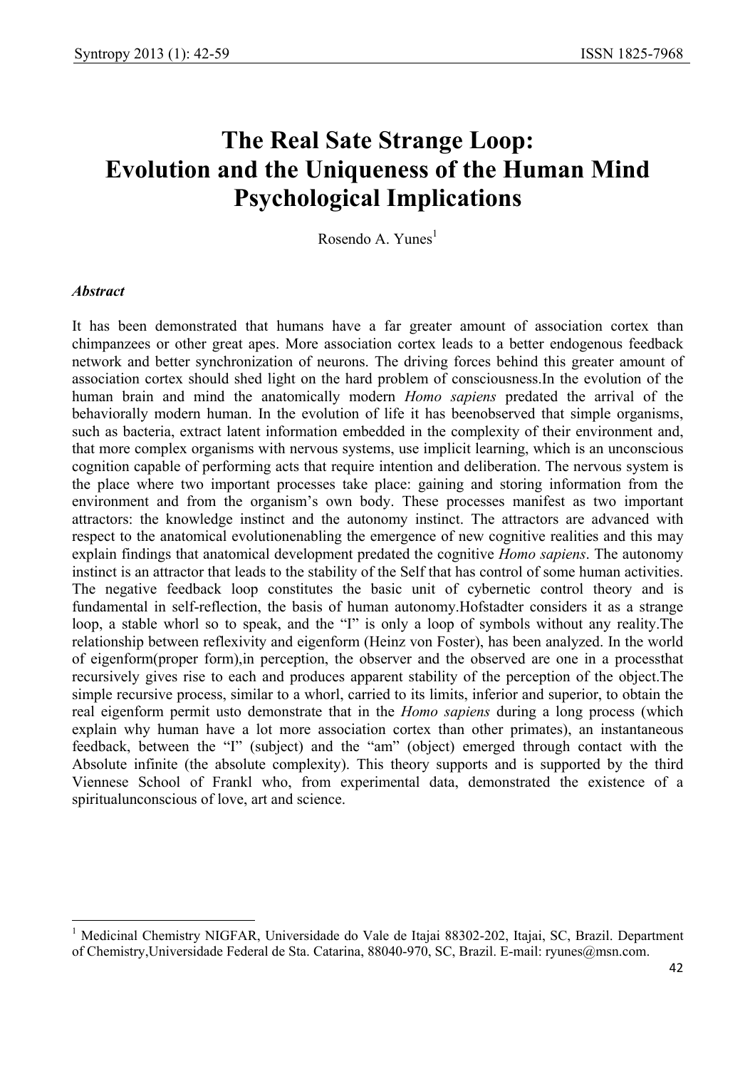# The Real Sate Strange Loop: Evolution and the Uniqueness of the Human Mind Psychological Implications

Rosendo A. Yunes[1]

### *Abstract*

It has been demonstrated that humans have a far greater amount of association cortex than chimpanzees or other great apes. More association cortex leads to a better endogenous feedback network and better synchronization of neurons. The driving forces behind this greater amount of association cortex should shed light on the hard problem of consciousness.In the evolution of the human brain and mind the anatomically modern *Homo sapiens* predated the arrival of the behaviorally modern human. In the evolution of life it has beenobserved that simple organisms, such as bacteria, extract latent information embedded in the complexity of their environment and, that more complex organisms with nervous systems, use implicit learning, which is an unconscious cognition capable of performing acts that require intention and deliberation. The nervous system is the place where two important processes take place: gaining and storing information from the environment and from the organism's own body. These processes manifest as two important attractors: the knowledge instinct and the autonomy instinct. The attractors are advanced with respect to the anatomical evolutionenabling the emergence of new cognitive realities and this may explain findings that anatomical development predated the cognitive *Homo sapiens*. The autonomy instinct is an attractor that leads to the stability of the Self that has control of some human activities. The negative feedback loop constitutes the basic unit of cybernetic control theory and is fundamental in self-reflection, the basis of human autonomy.Hofstadter considers it as a strange loop, a stable whorl so to speak, and the "I" is only a loop of symbols without any reality.The relationship between reflexivity and eigenform (Heinz von Foster), has been analyzed. In the world of eigenform(proper form),in perception, the observer and the observed are one in a processthat recursively gives rise to each and produces apparent stability of the perception of the object.The simple recursive process, similar to a whorl, carried to its limits, inferior and superior, to obtain the real eigenform permit usto demonstrate that in the *Homo sapiens* during a long process (which explain why human have a lot more association cortex than other primates), an instantaneous feedback, between the "I" (subject) and the "am" (object) emerged through contact with the Absolute infinite (the absolute complexity). This theory supports and is supported by the third Viennese School of Frankl who, from experimental data, demonstrated the existence of a spiritualunconscious of love, art and science.

---

[1] Medicinal Chemistry NIGFAR, Universidade do Vale de Itajai 88302-202, Itajai, SC, Brazil. Department of Chemistry,Universidade Federal de Sta. Catarina, 88040-970, SC, Brazil. E-mail: ryunes@msn.com.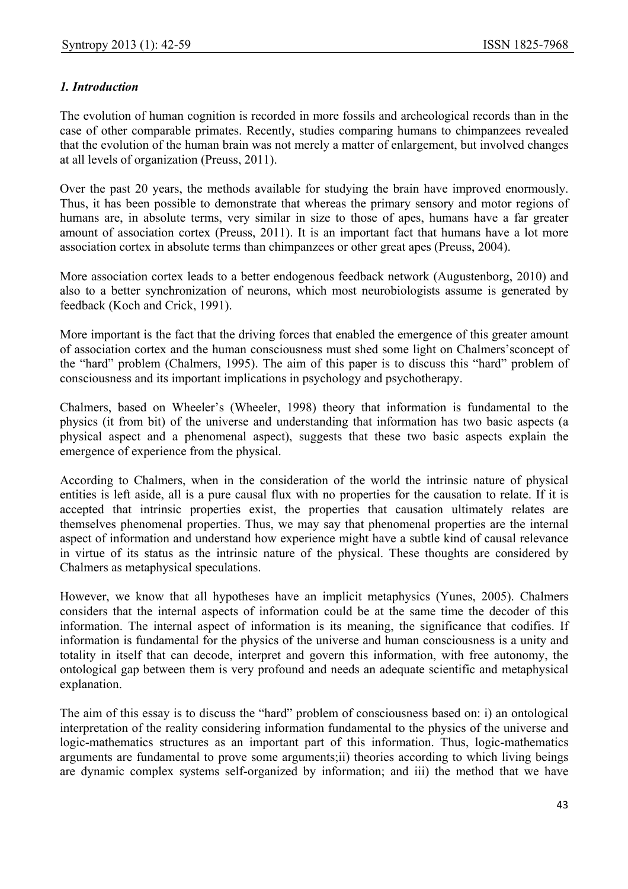### *1. Introduction*

The evolution of human cognition is recorded in more fossils and archeological records than in the case of other comparable primates. Recently, studies comparing humans to chimpanzees revealed that the evolution of the human brain was not merely a matter of enlargement, but involved changes at all levels of organization (Preuss, 2011).

Over the past 20 years, the methods available for studying the brain have improved enormously. Thus, it has been possible to demonstrate that whereas the primary sensory and motor regions of humans are, in absolute terms, very similar in size to those of apes, humans have a far greater amount of association cortex (Preuss, 2011). It is an important fact that humans have a lot more association cortex in absolute terms than chimpanzees or other great apes (Preuss, 2004).

More association cortex leads to a better endogenous feedback network (Augustenborg, 2010) and also to a better synchronization of neurons, which most neurobiologists assume is generated by feedback (Koch and Crick, 1991).

More important is the fact that the driving forces that enabled the emergence of this greater amount of association cortex and the human consciousness must shed some light on Chalmers'sconcept of the "hard" problem (Chalmers, 1995). The aim of this paper is to discuss this "hard" problem of consciousness and its important implications in psychology and psychotherapy.

Chalmers, based on Wheeler's (Wheeler, 1998) theory that information is fundamental to the physics (it from bit) of the universe and understanding that information has two basic aspects (a physical aspect and a phenomenal aspect), suggests that these two basic aspects explain the emergence of experience from the physical.

According to Chalmers, when in the consideration of the world the intrinsic nature of physical entities is left aside, all is a pure causal flux with no properties for the causation to relate. If it is accepted that intrinsic properties exist, the properties that causation ultimately relates are themselves phenomenal properties. Thus, we may say that phenomenal properties are the internal aspect of information and understand how experience might have a subtle kind of causal relevance in virtue of its status as the intrinsic nature of the physical. These thoughts are considered by Chalmers as metaphysical speculations.

However, we know that all hypotheses have an implicit metaphysics (Yunes, 2005). Chalmers considers that the internal aspects of information could be at the same time the decoder of this information. The internal aspect of information is its meaning, the significance that codifies. If information is fundamental for the physics of the universe and human consciousness is a unity and totality in itself that can decode, interpret and govern this information, with free autonomy, the ontological gap between them is very profound and needs an adequate scientific and metaphysical explanation.

The aim of this essay is to discuss the "hard" problem of consciousness based on: i) an ontological interpretation of the reality considering information fundamental to the physics of the universe and logic-mathematics structures as an important part of this information. Thus, logic-mathematics arguments are fundamental to prove some arguments;ii) theories according to which living beings are dynamic complex systems self-organized by information; and iii) the method that we have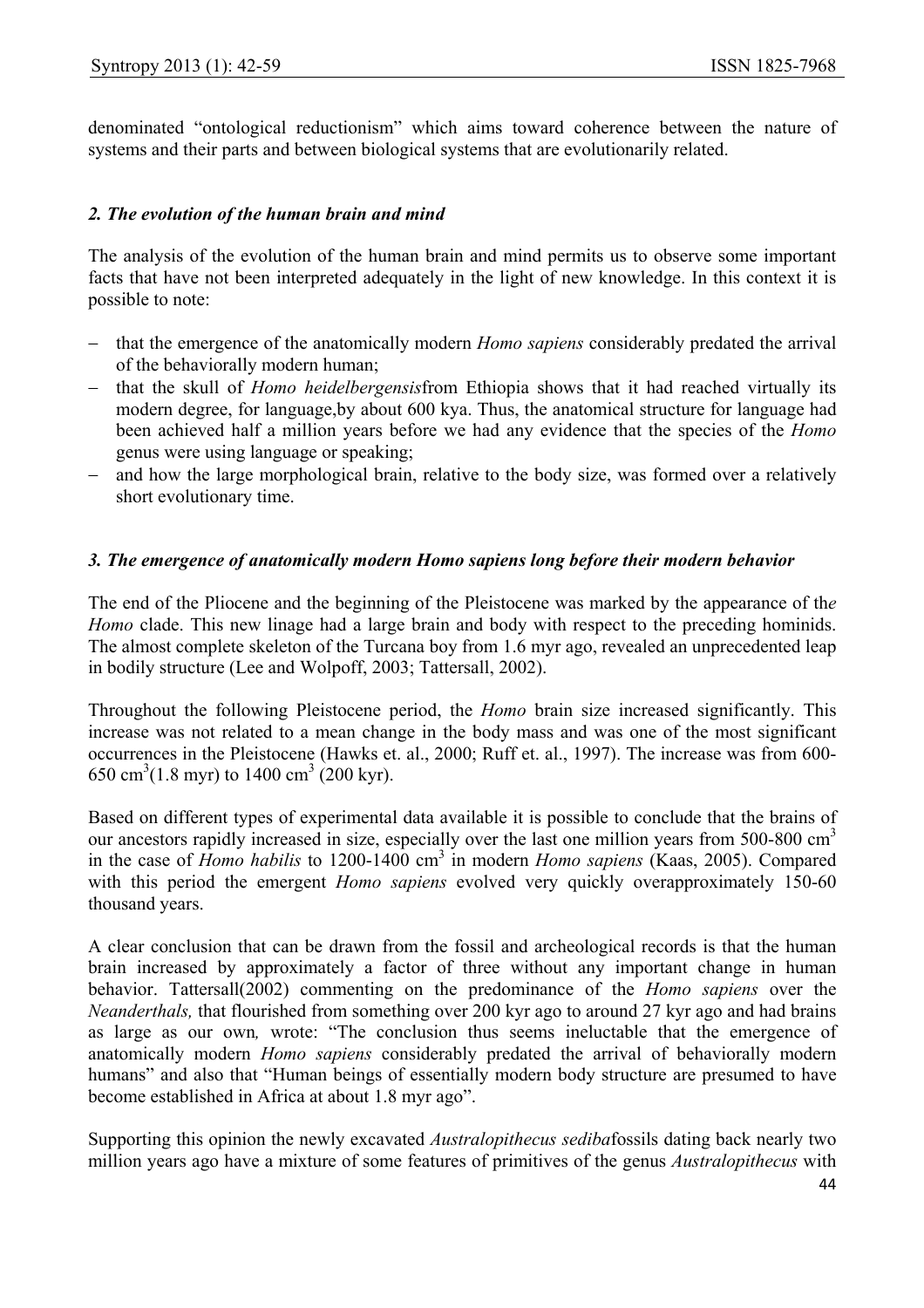denominated "ontological reductionism" which aims toward coherence between the nature of systems and their parts and between biological systems that are evolutionarily related.

### *2. The evolution of the human brain and mind*

The analysis of the evolution of the human brain and mind permits us to observe some important facts that have not been interpreted adequately in the light of new knowledge. In this context it is possible to note:

- that the emergence of the anatomically modern *Homo sapiens* considerably predated the arrival of the behaviorally modern human;
- that the skull of *Homo heidelbergensis*from Ethiopia shows that it had reached virtually its modern degree, for language,by about 600 kya. Thus, the anatomical structure for language had been achieved half a million years before we had any evidence that the species of the *Homo* genus were using language or speaking;
- and how the large morphological brain, relative to the body size, was formed over a relatively short evolutionary time.

### *3. The emergence of anatomically modern Homo sapiens long before their modern behavior*

The end of the Pliocene and the beginning of the Pleistocene was marked by the appearance of the *Homo* clade. This new linage had a large brain and body with respect to the preceding hominids. The almost complete skeleton of the Turcana boy from 1.6 myr ago, revealed an unprecedented leap in bodily structure (Lee and Wolpoff, 2003; Tattersall, 2002).

Throughout the following Pleistocene period, the *Homo* brain size increased significantly. This increase was not related to a mean change in the body mass and was one of the most significant occurrences in the Pleistocene (Hawks et. al., 2000; Ruff et. al., 1997). The increase was from 600-650 cm$^3$(1.8 myr) to 1400 cm$^3$ (200 kyr).

Based on different types of experimental data available it is possible to conclude that the brains of our ancestors rapidly increased in size, especially over the last one million years from 500-800 cm$^3$ in the case of *Homo habilis* to 1200-1400 cm$^3$ in modern *Homo sapiens* (Kaas, 2005). Compared with this period the emergent *Homo sapiens* evolved very quickly overapproximately 150-60 thousand years.

A clear conclusion that can be drawn from the fossil and archeological records is that the human brain increased by approximately a factor of three without any important change in human behavior. Tattersall(2002) commenting on the predominance of the *Homo sapiens* over the *Neanderthals,* that flourished from something over 200 kyr ago to around 27 kyr ago and had brains as large as our own*,* wrote: "The conclusion thus seems ineluctable that the emergence of anatomically modern *Homo sapiens* considerably predated the arrival of behaviorally modern humans" and also that "Human beings of essentially modern body structure are presumed to have become established in Africa at about 1.8 myr ago".

Supporting this opinion the newly excavated *Australopithecus sediba*fossils dating back nearly two million years ago have a mixture of some features of primitives of the genus *Australopithecus* with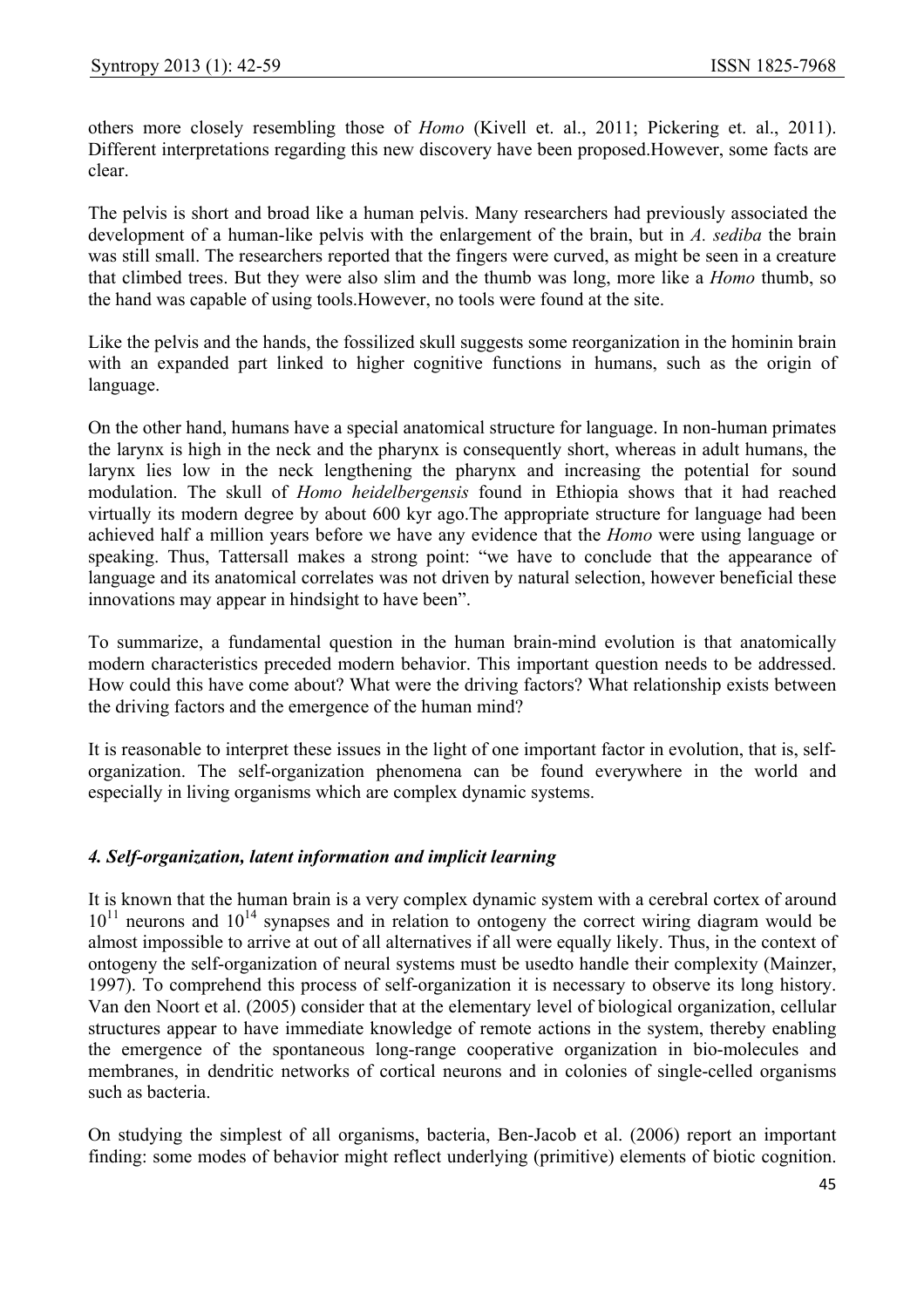others more closely resembling those of *Homo* (Kivell et. al., 2011; Pickering et. al., 2011). Different interpretations regarding this new discovery have been proposed.However, some facts are clear.

The pelvis is short and broad like a human pelvis. Many researchers had previously associated the development of a human-like pelvis with the enlargement of the brain, but in *A. sediba* the brain was still small. The researchers reported that the fingers were curved, as might be seen in a creature that climbed trees. But they were also slim and the thumb was long, more like a *Homo* thumb, so the hand was capable of using tools.However, no tools were found at the site.

Like the pelvis and the hands, the fossilized skull suggests some reorganization in the hominin brain with an expanded part linked to higher cognitive functions in humans, such as the origin of language.

On the other hand, humans have a special anatomical structure for language. In non-human primates the larynx is high in the neck and the pharynx is consequently short, whereas in adult humans, the larynx lies low in the neck lengthening the pharynx and increasing the potential for sound modulation. The skull of *Homo heidelbergensis* found in Ethiopia shows that it had reached virtually its modern degree by about 600 kyr ago.The appropriate structure for language had been achieved half a million years before we have any evidence that the *Homo* were using language or speaking. Thus, Tattersall makes a strong point: "we have to conclude that the appearance of language and its anatomical correlates was not driven by natural selection, however beneficial these innovations may appear in hindsight to have been".

To summarize, a fundamental question in the human brain-mind evolution is that anatomically modern characteristics preceded modern behavior. This important question needs to be addressed. How could this have come about? What were the driving factors? What relationship exists between the driving factors and the emergence of the human mind?

It is reasonable to interpret these issues in the light of one important factor in evolution, that is, self-organization. The self-organization phenomena can be found everywhere in the world and especially in living organisms which are complex dynamic systems.

### *4. Self-organization, latent information and implicit learning*

It is known that the human brain is a very complex dynamic system with a cerebral cortex of around $10^{11}$ neurons and $10^{14}$ synapses and in relation to ontogeny the correct wiring diagram would be almost impossible to arrive at out of all alternatives if all were equally likely. Thus, in the context of ontogeny the self-organization of neural systems must be usedto handle their complexity (Mainzer, 1997). To comprehend this process of self-organization it is necessary to observe its long history. Van den Noort et al. (2005) consider that at the elementary level of biological organization, cellular structures appear to have immediate knowledge of remote actions in the system, thereby enabling the emergence of the spontaneous long-range cooperative organization in bio-molecules and membranes, in dendritic networks of cortical neurons and in colonies of single-celled organisms such as bacteria.

On studying the simplest of all organisms, bacteria, Ben-Jacob et al. (2006) report an important finding: some modes of behavior might reflect underlying (primitive) elements of biotic cognition.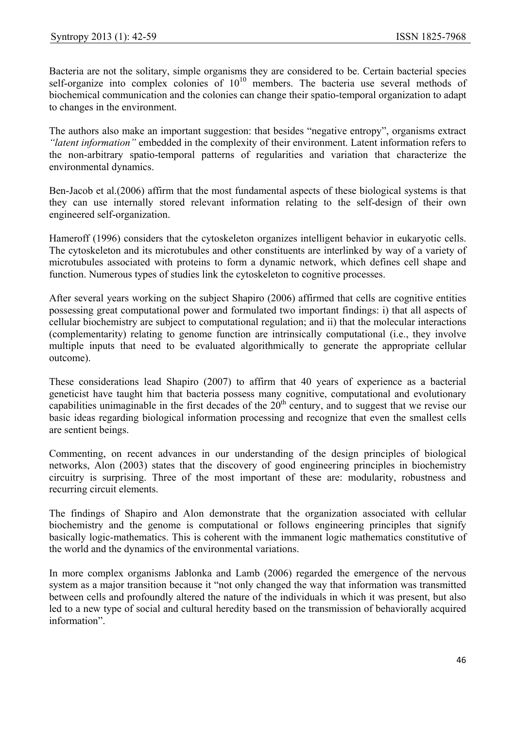Bacteria are not the solitary, simple organisms they are considered to be. Certain bacterial species self-organize into complex colonies of $10^{10}$ members. The bacteria use several methods of biochemical communication and the colonies can change their spatio-temporal organization to adapt to changes in the environment.

The authors also make an important suggestion: that besides "negative entropy", organisms extract *"latent information"* embedded in the complexity of their environment. Latent information refers to the non-arbitrary spatio-temporal patterns of regularities and variation that characterize the environmental dynamics.

Ben-Jacob et al.(2006) affirm that the most fundamental aspects of these biological systems is that they can use internally stored relevant information relating to the self-design of their own engineered self-organization.

Hameroff (1996) considers that the cytoskeleton organizes intelligent behavior in eukaryotic cells. The cytoskeleton and its microtubules and other constituents are interlinked by way of a variety of microtubules associated with proteins to form a dynamic network, which defines cell shape and function. Numerous types of studies link the cytoskeleton to cognitive processes.

After several years working on the subject Shapiro (2006) affirmed that cells are cognitive entities possessing great computational power and formulated two important findings: i) that all aspects of cellular biochemistry are subject to computational regulation; and ii) that the molecular interactions (complementarity) relating to genome function are intrinsically computational (i.e., they involve multiple inputs that need to be evaluated algorithmically to generate the appropriate cellular outcome).

These considerations lead Shapiro (2007) to affirm that 40 years of experience as a bacterial geneticist have taught him that bacteria possess many cognitive, computational and evolutionary capabilities unimaginable in the first decades of the $20^{th}$ century, and to suggest that we revise our basic ideas regarding biological information processing and recognize that even the smallest cells are sentient beings.

Commenting, on recent advances in our understanding of the design principles of biological networks, Alon (2003) states that the discovery of good engineering principles in biochemistry circuitry is surprising. Three of the most important of these are: modularity, robustness and recurring circuit elements.

The findings of Shapiro and Alon demonstrate that the organization associated with cellular biochemistry and the genome is computational or follows engineering principles that signify basically logic-mathematics. This is coherent with the immanent logic mathematics constitutive of the world and the dynamics of the environmental variations.

In more complex organisms Jablonka and Lamb (2006) regarded the emergence of the nervous system as a major transition because it "not only changed the way that information was transmitted between cells and profoundly altered the nature of the individuals in which it was present, but also led to a new type of social and cultural heredity based on the transmission of behaviorally acquired information".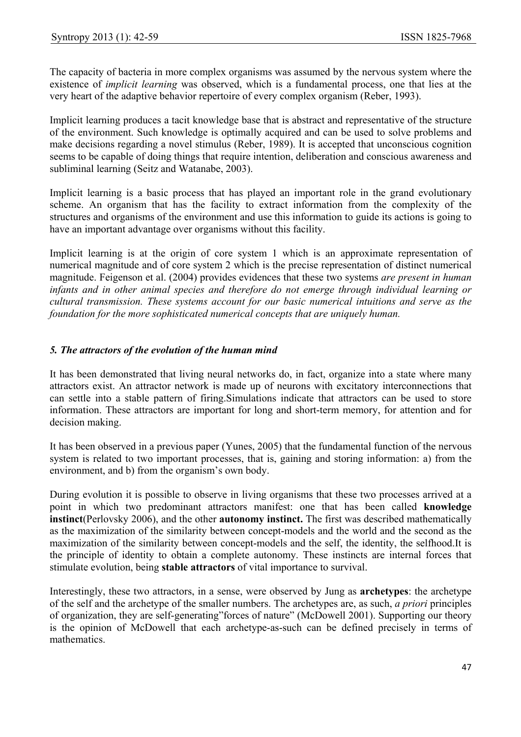The capacity of bacteria in more complex organisms was assumed by the nervous system where the existence of *implicit learning* was observed, which is a fundamental process, one that lies at the very heart of the adaptive behavior repertoire of every complex organism (Reber, 1993).

Implicit learning produces a tacit knowledge base that is abstract and representative of the structure of the environment. Such knowledge is optimally acquired and can be used to solve problems and make decisions regarding a novel stimulus (Reber, 1989). It is accepted that unconscious cognition seems to be capable of doing things that require intention, deliberation and conscious awareness and subliminal learning (Seitz and Watanabe, 2003).

Implicit learning is a basic process that has played an important role in the grand evolutionary scheme. An organism that has the facility to extract information from the complexity of the structures and organisms of the environment and use this information to guide its actions is going to have an important advantage over organisms without this facility.

Implicit learning is at the origin of core system 1 which is an approximate representation of numerical magnitude and of core system 2 which is the precise representation of distinct numerical magnitude. Feigenson et al. (2004) provides evidences that these two systems *are present in human infants and in other animal species and therefore do not emerge through individual learning or cultural transmission. These systems account for our basic numerical intuitions and serve as the foundation for the more sophisticated numerical concepts that are uniquely human.*

## *5. The attractors of the evolution of the human mind*

It has been demonstrated that living neural networks do, in fact, organize into a state where many attractors exist. An attractor network is made up of neurons with excitatory interconnections that can settle into a stable pattern of firing.Simulations indicate that attractors can be used to store information. These attractors are important for long and short-term memory, for attention and for decision making.

It has been observed in a previous paper (Yunes, 2005) that the fundamental function of the nervous system is related to two important processes, that is, gaining and storing information: a) from the environment, and b) from the organism's own body.

During evolution it is possible to observe in living organisms that these two processes arrived at a point in which two predominant attractors manifest: one that has been called **knowledge instinct**(Perlovsky 2006), and the other **autonomy instinct.** The first was described mathematically as the maximization of the similarity between concept-models and the world and the second as the maximization of the similarity between concept-models and the self, the identity, the selfhood.It is the principle of identity to obtain a complete autonomy. These instincts are internal forces that stimulate evolution, being **stable attractors** of vital importance to survival.

Interestingly, these two attractors, in a sense, were observed by Jung as **archetypes**: the archetype of the self and the archetype of the smaller numbers. The archetypes are, as such, *a priori* principles of organization, they are self-generating"forces of nature" (McDowell 2001). Supporting our theory is the opinion of McDowell that each archetype-as-such can be defined precisely in terms of mathematics.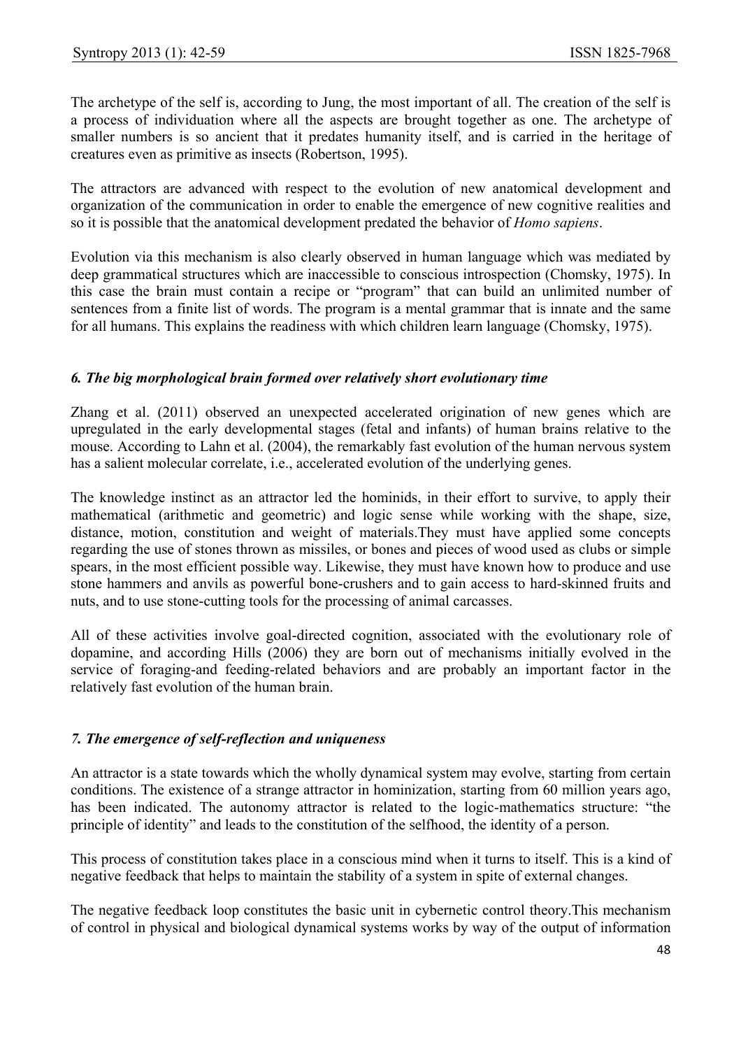The archetype of the self is, according to Jung, the most important of all. The creation of the self is a process of individuation where all the aspects are brought together as one. The archetype of smaller numbers is so ancient that it predates humanity itself, and is carried in the heritage of creatures even as primitive as insects (Robertson, 1995).

The attractors are advanced with respect to the evolution of new anatomical development and organization of the communication in order to enable the emergence of new cognitive realities and so it is possible that the anatomical development predated the behavior of *Homo sapiens*.

Evolution via this mechanism is also clearly observed in human language which was mediated by deep grammatical structures which are inaccessible to conscious introspection (Chomsky, 1975). In this case the brain must contain a recipe or "program" that can build an unlimited number of sentences from a finite list of words. The program is a mental grammar that is innate and the same for all humans. This explains the readiness with which children learn language (Chomsky, 1975).

### *6. The big morphological brain formed over relatively short evolutionary time*

Zhang et al. (2011) observed an unexpected accelerated origination of new genes which are upregulated in the early developmental stages (fetal and infants) of human brains relative to the mouse. According to Lahn et al. (2004), the remarkably fast evolution of the human nervous system has a salient molecular correlate, i.e., accelerated evolution of the underlying genes.

The knowledge instinct as an attractor led the hominids, in their effort to survive, to apply their mathematical (arithmetic and geometric) and logic sense while working with the shape, size, distance, motion, constitution and weight of materials.They must have applied some concepts regarding the use of stones thrown as missiles, or bones and pieces of wood used as clubs or simple spears, in the most efficient possible way. Likewise, they must have known how to produce and use stone hammers and anvils as powerful bone-crushers and to gain access to hard-skinned fruits and nuts, and to use stone-cutting tools for the processing of animal carcasses.

All of these activities involve goal-directed cognition, associated with the evolutionary role of dopamine, and according Hills (2006) they are born out of mechanisms initially evolved in the service of foraging-and feeding-related behaviors and are probably an important factor in the relatively fast evolution of the human brain.

### *7. The emergence of self-reflection and uniqueness*

An attractor is a state towards which the wholly dynamical system may evolve, starting from certain conditions. The existence of a strange attractor in hominization, starting from 60 million years ago, has been indicated. The autonomy attractor is related to the logic-mathematics structure: "the principle of identity" and leads to the constitution of the selfhood, the identity of a person.

This process of constitution takes place in a conscious mind when it turns to itself. This is a kind of negative feedback that helps to maintain the stability of a system in spite of external changes.

The negative feedback loop constitutes the basic unit in cybernetic control theory.This mechanism of control in physical and biological dynamical systems works by way of the output of information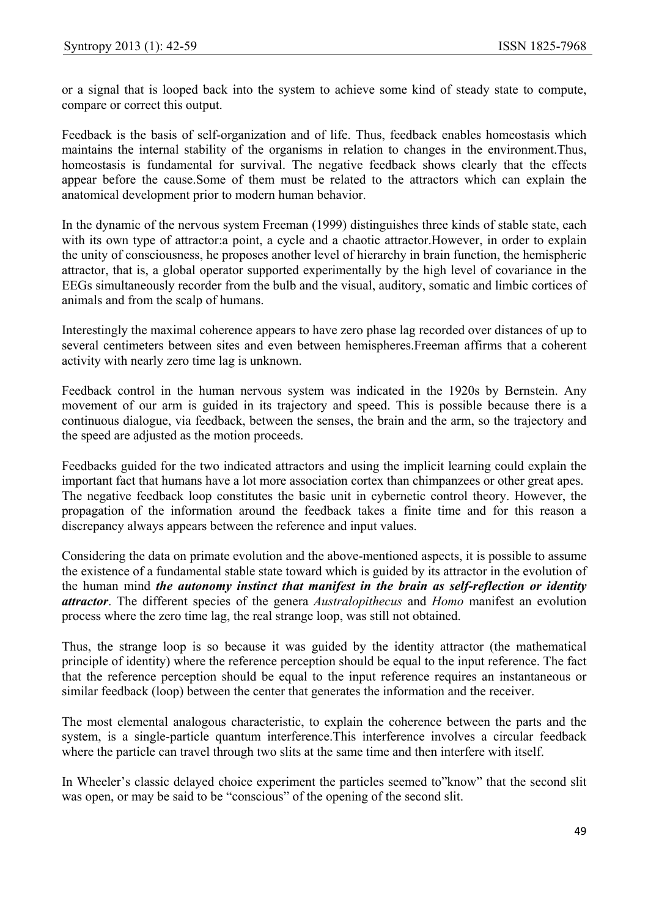or a signal that is looped back into the system to achieve some kind of steady state to compute, compare or correct this output.

Feedback is the basis of self-organization and of life. Thus, feedback enables homeostasis which maintains the internal stability of the organisms in relation to changes in the environment.Thus, homeostasis is fundamental for survival. The negative feedback shows clearly that the effects appear before the cause.Some of them must be related to the attractors which can explain the anatomical development prior to modern human behavior.

In the dynamic of the nervous system Freeman (1999) distinguishes three kinds of stable state, each with its own type of attractor:a point, a cycle and a chaotic attractor.However, in order to explain the unity of consciousness, he proposes another level of hierarchy in brain function, the hemispheric attractor, that is, a global operator supported experimentally by the high level of covariance in the EEGs simultaneously recorder from the bulb and the visual, auditory, somatic and limbic cortices of animals and from the scalp of humans.

Interestingly the maximal coherence appears to have zero phase lag recorded over distances of up to several centimeters between sites and even between hemispheres.Freeman affirms that a coherent activity with nearly zero time lag is unknown.

Feedback control in the human nervous system was indicated in the 1920s by Bernstein. Any movement of our arm is guided in its trajectory and speed. This is possible because there is a continuous dialogue, via feedback, between the senses, the brain and the arm, so the trajectory and the speed are adjusted as the motion proceeds.

Feedbacks guided for the two indicated attractors and using the implicit learning could explain the important fact that humans have a lot more association cortex than chimpanzees or other great apes. The negative feedback loop constitutes the basic unit in cybernetic control theory. However, the propagation of the information around the feedback takes a finite time and for this reason a discrepancy always appears between the reference and input values.

Considering the data on primate evolution and the above-mentioned aspects, it is possible to assume the existence of a fundamental stable state toward which is guided by its attractor in the evolution of the human mind ***the autonomy instinct that manifest in the brain as self-reflection or identity attractor***. The different species of the genera *Australopithecus* and *Homo* manifest an evolution process where the zero time lag, the real strange loop, was still not obtained.

Thus, the strange loop is so because it was guided by the identity attractor (the mathematical principle of identity) where the reference perception should be equal to the input reference. The fact that the reference perception should be equal to the input reference requires an instantaneous or similar feedback (loop) between the center that generates the information and the receiver.

The most elemental analogous characteristic, to explain the coherence between the parts and the system, is a single-particle quantum interference.This interference involves a circular feedback where the particle can travel through two slits at the same time and then interfere with itself.

In Wheeler's classic delayed choice experiment the particles seemed to"know" that the second slit was open, or may be said to be "conscious" of the opening of the second slit.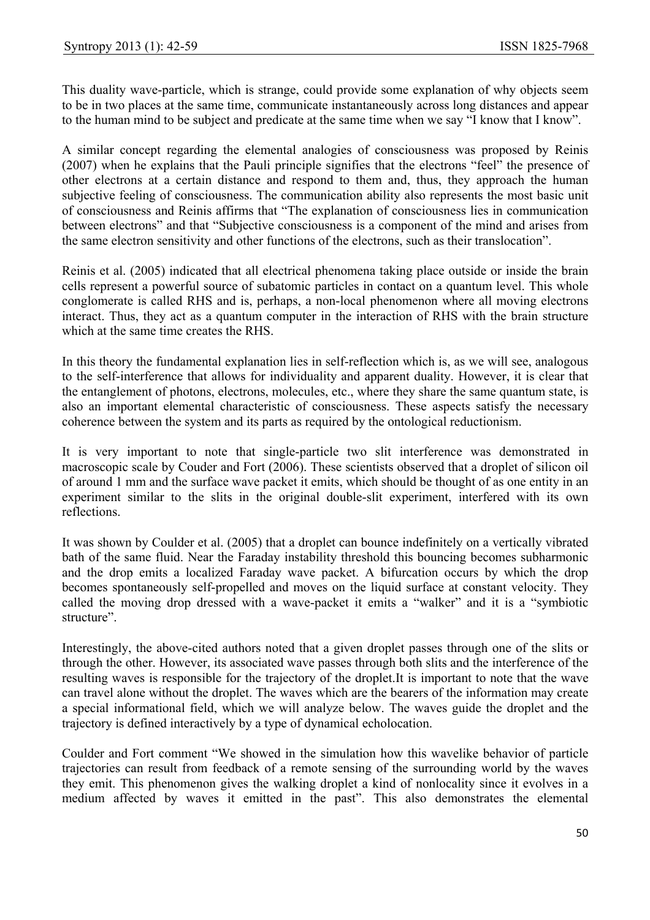This duality wave-particle, which is strange, could provide some explanation of why objects seem to be in two places at the same time, communicate instantaneously across long distances and appear to the human mind to be subject and predicate at the same time when we say "I know that I know".

A similar concept regarding the elemental analogies of consciousness was proposed by Reinis (2007) when he explains that the Pauli principle signifies that the electrons "feel" the presence of other electrons at a certain distance and respond to them and, thus, they approach the human subjective feeling of consciousness. The communication ability also represents the most basic unit of consciousness and Reinis affirms that "The explanation of consciousness lies in communication between electrons" and that "Subjective consciousness is a component of the mind and arises from the same electron sensitivity and other functions of the electrons, such as their translocation".

Reinis et al. (2005) indicated that all electrical phenomena taking place outside or inside the brain cells represent a powerful source of subatomic particles in contact on a quantum level. This whole conglomerate is called RHS and is, perhaps, a non-local phenomenon where all moving electrons interact. Thus, they act as a quantum computer in the interaction of RHS with the brain structure which at the same time creates the RHS.

In this theory the fundamental explanation lies in self-reflection which is, as we will see, analogous to the self-interference that allows for individuality and apparent duality. However, it is clear that the entanglement of photons, electrons, molecules, etc., where they share the same quantum state, is also an important elemental characteristic of consciousness. These aspects satisfy the necessary coherence between the system and its parts as required by the ontological reductionism.

It is very important to note that single-particle two slit interference was demonstrated in macroscopic scale by Couder and Fort (2006). These scientists observed that a droplet of silicon oil of around 1 mm and the surface wave packet it emits, which should be thought of as one entity in an experiment similar to the slits in the original double-slit experiment, interfered with its own reflections.

It was shown by Coulder et al. (2005) that a droplet can bounce indefinitely on a vertically vibrated bath of the same fluid. Near the Faraday instability threshold this bouncing becomes subharmonic and the drop emits a localized Faraday wave packet. A bifurcation occurs by which the drop becomes spontaneously self-propelled and moves on the liquid surface at constant velocity. They called the moving drop dressed with a wave-packet it emits a "walker" and it is a "symbiotic structure".

Interestingly, the above-cited authors noted that a given droplet passes through one of the slits or through the other. However, its associated wave passes through both slits and the interference of the resulting waves is responsible for the trajectory of the droplet.It is important to note that the wave can travel alone without the droplet. The waves which are the bearers of the information may create a special informational field, which we will analyze below. The waves guide the droplet and the trajectory is defined interactively by a type of dynamical echolocation.

Coulder and Fort comment "We showed in the simulation how this wavelike behavior of particle trajectories can result from feedback of a remote sensing of the surrounding world by the waves they emit. This phenomenon gives the walking droplet a kind of nonlocality since it evolves in a medium affected by waves it emitted in the past". This also demonstrates the elemental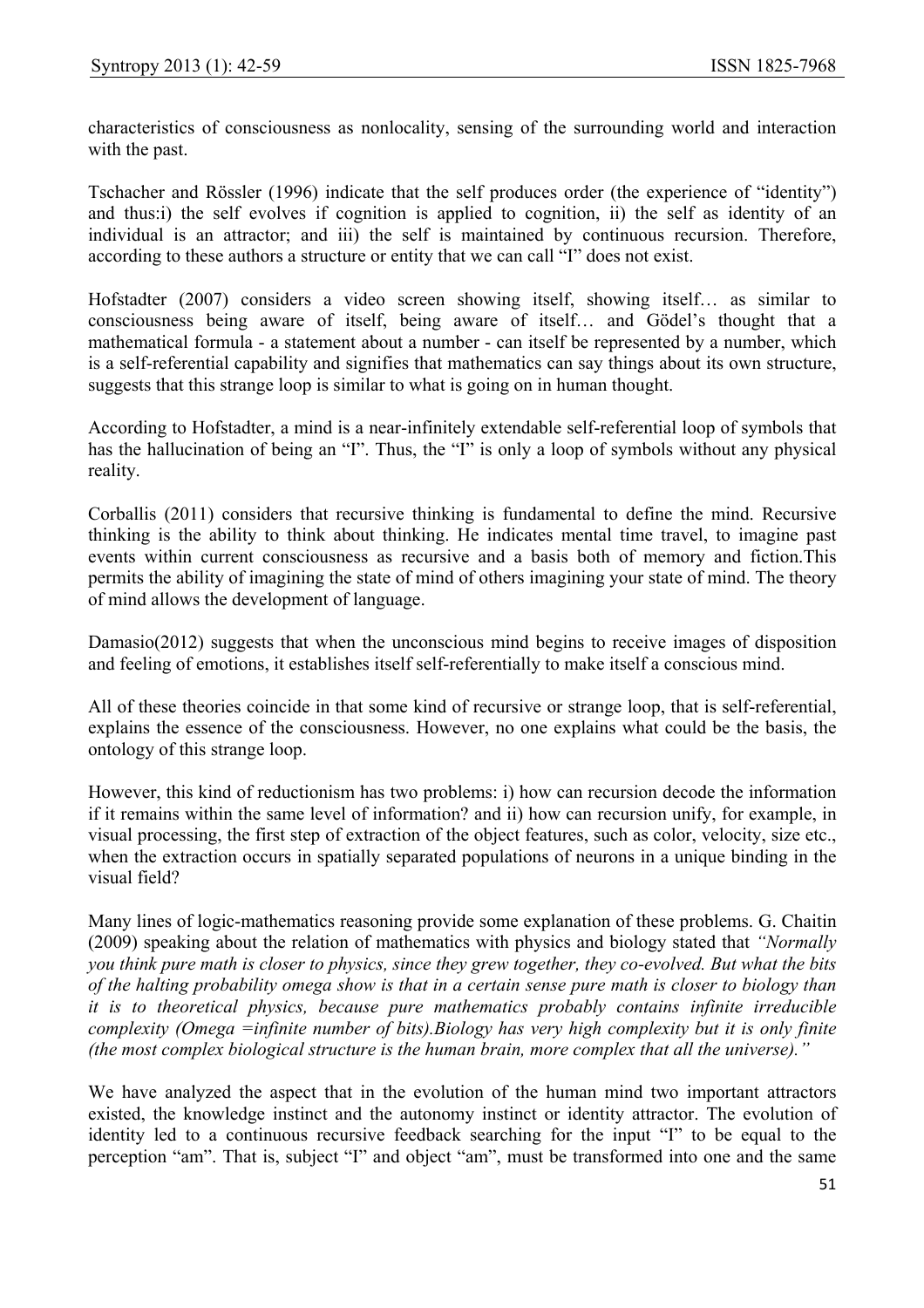characteristics of consciousness as nonlocality, sensing of the surrounding world and interaction with the past.

Tschacher and Rössler (1996) indicate that the self produces order (the experience of "identity") and thus:i) the self evolves if cognition is applied to cognition, ii) the self as identity of an individual is an attractor; and iii) the self is maintained by continuous recursion. Therefore, according to these authors a structure or entity that we can call "I" does not exist.

Hofstadter (2007) considers a video screen showing itself, showing itself… as similar to consciousness being aware of itself, being aware of itself… and Gödel's thought that a mathematical formula - a statement about a number - can itself be represented by a number, which is a self-referential capability and signifies that mathematics can say things about its own structure, suggests that this strange loop is similar to what is going on in human thought.

According to Hofstadter, a mind is a near-infinitely extendable self-referential loop of symbols that has the hallucination of being an "I". Thus, the "I" is only a loop of symbols without any physical reality.

Corballis (2011) considers that recursive thinking is fundamental to define the mind. Recursive thinking is the ability to think about thinking. He indicates mental time travel, to imagine past events within current consciousness as recursive and a basis both of memory and fiction.This permits the ability of imagining the state of mind of others imagining your state of mind. The theory of mind allows the development of language.

Damasio(2012) suggests that when the unconscious mind begins to receive images of disposition and feeling of emotions, it establishes itself self-referentially to make itself a conscious mind.

All of these theories coincide in that some kind of recursive or strange loop, that is self-referential, explains the essence of the consciousness. However, no one explains what could be the basis, the ontology of this strange loop.

However, this kind of reductionism has two problems: i) how can recursion decode the information if it remains within the same level of information? and ii) how can recursion unify, for example, in visual processing, the first step of extraction of the object features, such as color, velocity, size etc., when the extraction occurs in spatially separated populations of neurons in a unique binding in the visual field?

Many lines of logic-mathematics reasoning provide some explanation of these problems. G. Chaitin (2009) speaking about the relation of mathematics with physics and biology stated that *"Normally you think pure math is closer to physics, since they grew together, they co-evolved. But what the bits of the halting probability omega show is that in a certain sense pure math is closer to biology than it is to theoretical physics, because pure mathematics probably contains infinite irreducible complexity (Omega =infinite number of bits).Biology has very high complexity but it is only finite (the most complex biological structure is the human brain, more complex that all the universe)."*

We have analyzed the aspect that in the evolution of the human mind two important attractors existed, the knowledge instinct and the autonomy instinct or identity attractor. The evolution of identity led to a continuous recursive feedback searching for the input "I" to be equal to the perception "am". That is, subject "I" and object "am", must be transformed into one and the same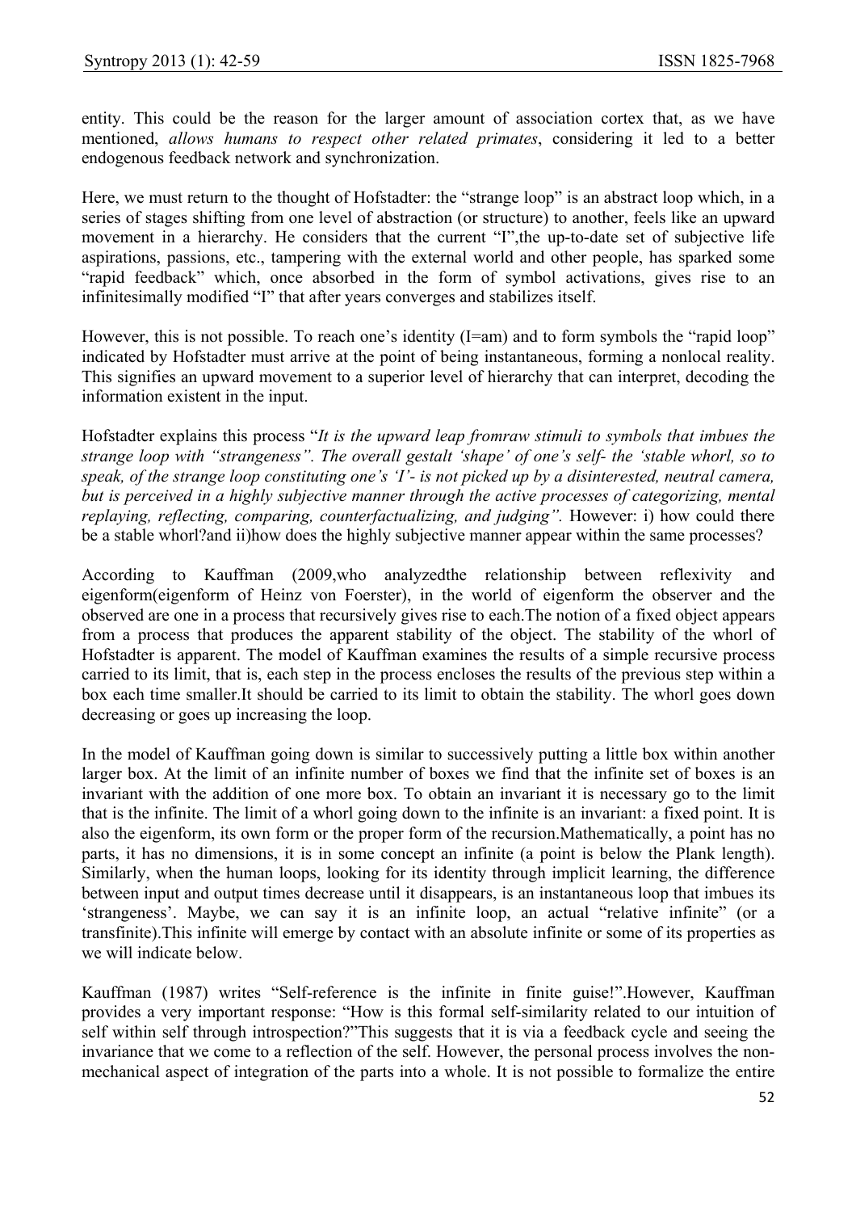entity. This could be the reason for the larger amount of association cortex that, as we have mentioned, *allows humans to respect other related primates*, considering it led to a better endogenous feedback network and synchronization.

Here, we must return to the thought of Hofstadter: the "strange loop" is an abstract loop which, in a series of stages shifting from one level of abstraction (or structure) to another, feels like an upward movement in a hierarchy. He considers that the current "I",the up-to-date set of subjective life aspirations, passions, etc., tampering with the external world and other people, has sparked some "rapid feedback" which, once absorbed in the form of symbol activations, gives rise to an infinitesimally modified "I" that after years converges and stabilizes itself.

However, this is not possible. To reach one's identity (I=am) and to form symbols the "rapid loop" indicated by Hofstadter must arrive at the point of being instantaneous, forming a nonlocal reality. This signifies an upward movement to a superior level of hierarchy that can interpret, decoding the information existent in the input.

Hofstadter explains this process "*It is the upward leap fromraw stimuli to symbols that imbues the strange loop with "strangeness". The overall gestalt 'shape' of one's self- the 'stable whorl, so to speak, of the strange loop constituting one's 'I'- is not picked up by a disinterested, neutral camera, but is perceived in a highly subjective manner through the active processes of categorizing, mental replaying, reflecting, comparing, counterfactualizing, and judging".* However: i) how could there be a stable whorl?and ii)how does the highly subjective manner appear within the same processes?

According to Kauffman (2009,who analyzedthe relationship between reflexivity and eigenform(eigenform of Heinz von Foerster), in the world of eigenform the observer and the observed are one in a process that recursively gives rise to each.The notion of a fixed object appears from a process that produces the apparent stability of the object. The stability of the whorl of Hofstadter is apparent. The model of Kauffman examines the results of a simple recursive process carried to its limit, that is, each step in the process encloses the results of the previous step within a box each time smaller.It should be carried to its limit to obtain the stability. The whorl goes down decreasing or goes up increasing the loop.

In the model of Kauffman going down is similar to successively putting a little box within another larger box. At the limit of an infinite number of boxes we find that the infinite set of boxes is an invariant with the addition of one more box. To obtain an invariant it is necessary go to the limit that is the infinite. The limit of a whorl going down to the infinite is an invariant: a fixed point. It is also the eigenform, its own form or the proper form of the recursion.Mathematically, a point has no parts, it has no dimensions, it is in some concept an infinite (a point is below the Plank length). Similarly, when the human loops, looking for its identity through implicit learning, the difference between input and output times decrease until it disappears, is an instantaneous loop that imbues its 'strangeness'. Maybe, we can say it is an infinite loop, an actual "relative infinite" (or a transfinite).This infinite will emerge by contact with an absolute infinite or some of its properties as we will indicate below.

Kauffman (1987) writes "Self-reference is the infinite in finite guise!".However, Kauffman provides a very important response: "How is this formal self-similarity related to our intuition of self within self through introspection?"This suggests that it is via a feedback cycle and seeing the invariance that we come to a reflection of the self. However, the personal process involves the non-mechanical aspect of integration of the parts into a whole. It is not possible to formalize the entire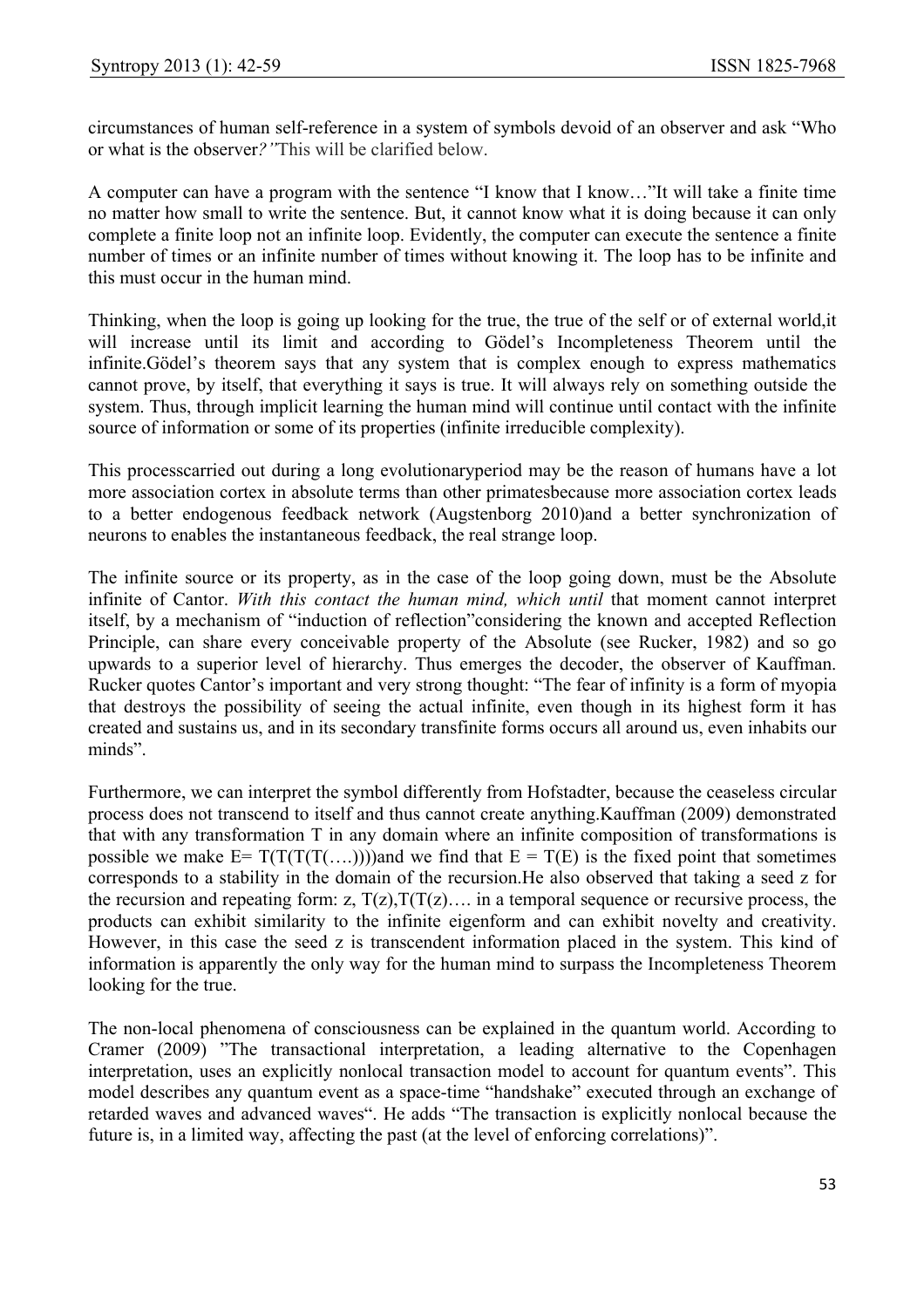circumstances of human self-reference in a system of symbols devoid of an observer and ask "Who or what is the observer*?"*This will be clarified below.

A computer can have a program with the sentence "I know that I know…"It will take a finite time no matter how small to write the sentence. But, it cannot know what it is doing because it can only complete a finite loop not an infinite loop. Evidently, the computer can execute the sentence a finite number of times or an infinite number of times without knowing it. The loop has to be infinite and this must occur in the human mind.

Thinking, when the loop is going up looking for the true, the true of the self or of external world,it will increase until its limit and according to Gödel's Incompleteness Theorem until the infinite.Gödel's theorem says that any system that is complex enough to express mathematics cannot prove, by itself, that everything it says is true. It will always rely on something outside the system. Thus, through implicit learning the human mind will continue until contact with the infinite source of information or some of its properties (infinite irreducible complexity).

This processcarried out during a long evolutionaryperiod may be the reason of humans have a lot more association cortex in absolute terms than other primatesbecause more association cortex leads to a better endogenous feedback network (Augstenborg 2010)and a better synchronization of neurons to enables the instantaneous feedback, the real strange loop.

The infinite source or its property, as in the case of the loop going down, must be the Absolute infinite of Cantor. *With this contact the human mind, which until* that moment cannot interpret itself, by a mechanism of "induction of reflection"considering the known and accepted Reflection Principle, can share every conceivable property of the Absolute (see Rucker, 1982) and so go upwards to a superior level of hierarchy. Thus emerges the decoder, the observer of Kauffman. Rucker quotes Cantor's important and very strong thought: "The fear of infinity is a form of myopia that destroys the possibility of seeing the actual infinite, even though in its highest form it has created and sustains us, and in its secondary transfinite forms occurs all around us, even inhabits our minds".

Furthermore, we can interpret the symbol differently from Hofstadter, because the ceaseless circular process does not transcend to itself and thus cannot create anything.Kauffman (2009) demonstrated that with any transformation T in any domain where an infinite composition of transformations is possible we make $E= T(T(T(T(….))))$and we find that $E = T(E)$ is the fixed point that sometimes corresponds to a stability in the domain of the recursion.He also observed that taking a seed z for the recursion and repeating form: $z, T(z),T(T(z)….$ in a temporal sequence or recursive process, the products can exhibit similarity to the infinite eigenform and can exhibit novelty and creativity. However, in this case the seed z is transcendent information placed in the system. This kind of information is apparently the only way for the human mind to surpass the Incompleteness Theorem looking for the true.

The non-local phenomena of consciousness can be explained in the quantum world. According to Cramer (2009) "The transactional interpretation, a leading alternative to the Copenhagen interpretation, uses an explicitly nonlocal transaction model to account for quantum events". This model describes any quantum event as a space-time "handshake" executed through an exchange of retarded waves and advanced waves". He adds "The transaction is explicitly nonlocal because the future is, in a limited way, affecting the past (at the level of enforcing correlations)".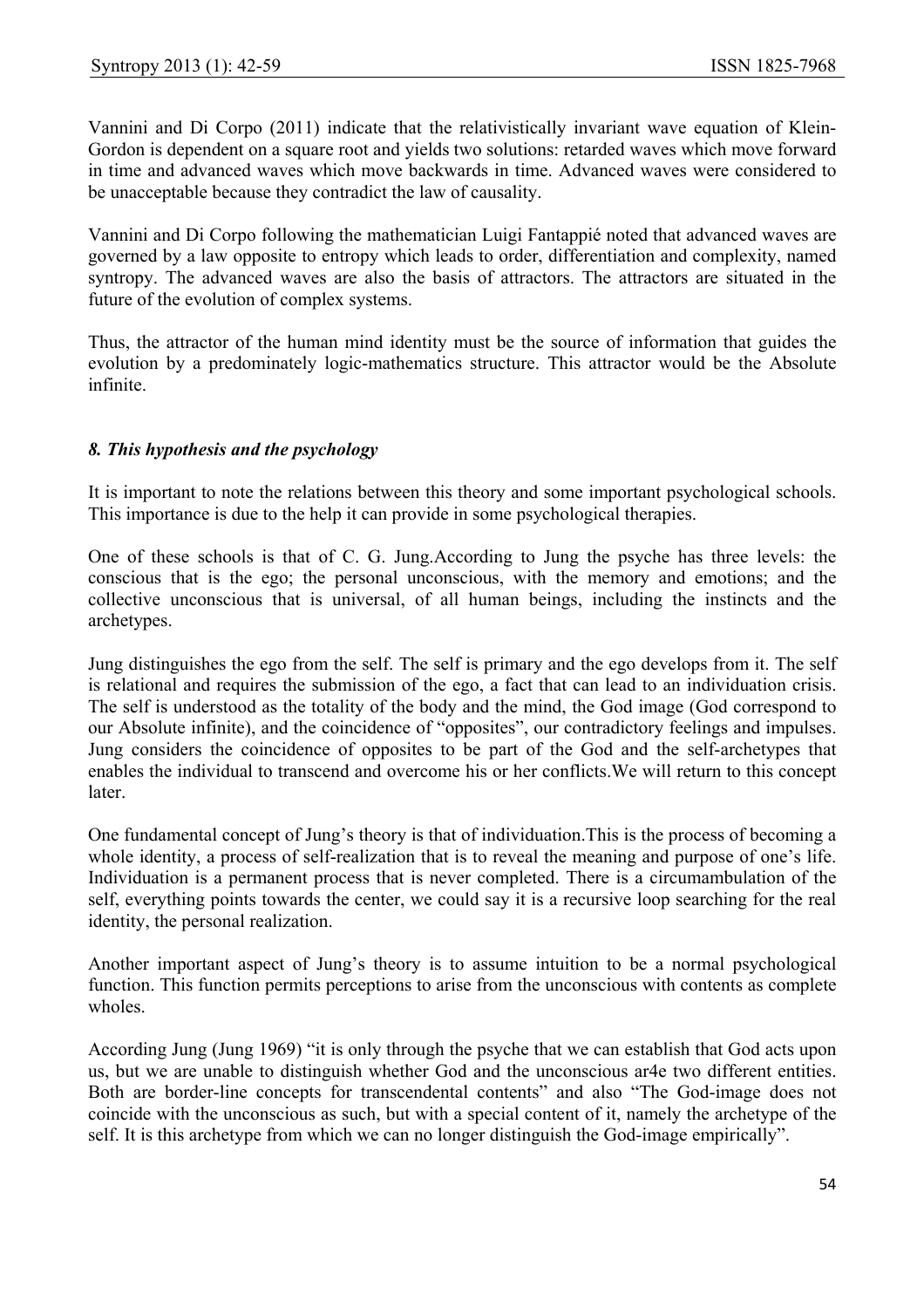Vannini and Di Corpo (2011) indicate that the relativistically invariant wave equation of Klein-Gordon is dependent on a square root and yields two solutions: retarded waves which move forward in time and advanced waves which move backwards in time. Advanced waves were considered to be unacceptable because they contradict the law of causality.

Vannini and Di Corpo following the mathematician Luigi Fantappié noted that advanced waves are governed by a law opposite to entropy which leads to order, differentiation and complexity, named syntropy. The advanced waves are also the basis of attractors. The attractors are situated in the future of the evolution of complex systems.

Thus, the attractor of the human mind identity must be the source of information that guides the evolution by a predominately logic-mathematics structure. This attractor would be the Absolute infinite.

### *8. This hypothesis and the psychology*

It is important to note the relations between this theory and some important psychological schools. This importance is due to the help it can provide in some psychological therapies.

One of these schools is that of C. G. Jung.According to Jung the psyche has three levels: the conscious that is the ego; the personal unconscious, with the memory and emotions; and the collective unconscious that is universal, of all human beings, including the instincts and the archetypes.

Jung distinguishes the ego from the self. The self is primary and the ego develops from it. The self is relational and requires the submission of the ego, a fact that can lead to an individuation crisis. The self is understood as the totality of the body and the mind, the God image (God correspond to our Absolute infinite), and the coincidence of "opposites", our contradictory feelings and impulses. Jung considers the coincidence of opposites to be part of the God and the self-archetypes that enables the individual to transcend and overcome his or her conflicts.We will return to this concept later.

One fundamental concept of Jung's theory is that of individuation.This is the process of becoming a whole identity, a process of self-realization that is to reveal the meaning and purpose of one's life. Individuation is a permanent process that is never completed. There is a circumambulation of the self, everything points towards the center, we could say it is a recursive loop searching for the real identity, the personal realization.

Another important aspect of Jung's theory is to assume intuition to be a normal psychological function. This function permits perceptions to arise from the unconscious with contents as complete wholes.

According Jung (Jung 1969) "it is only through the psyche that we can establish that God acts upon us, but we are unable to distinguish whether God and the unconscious ar4e two different entities. Both are border-line concepts for transcendental contents" and also "The God-image does not coincide with the unconscious as such, but with a special content of it, namely the archetype of the self. It is this archetype from which we can no longer distinguish the God-image empirically".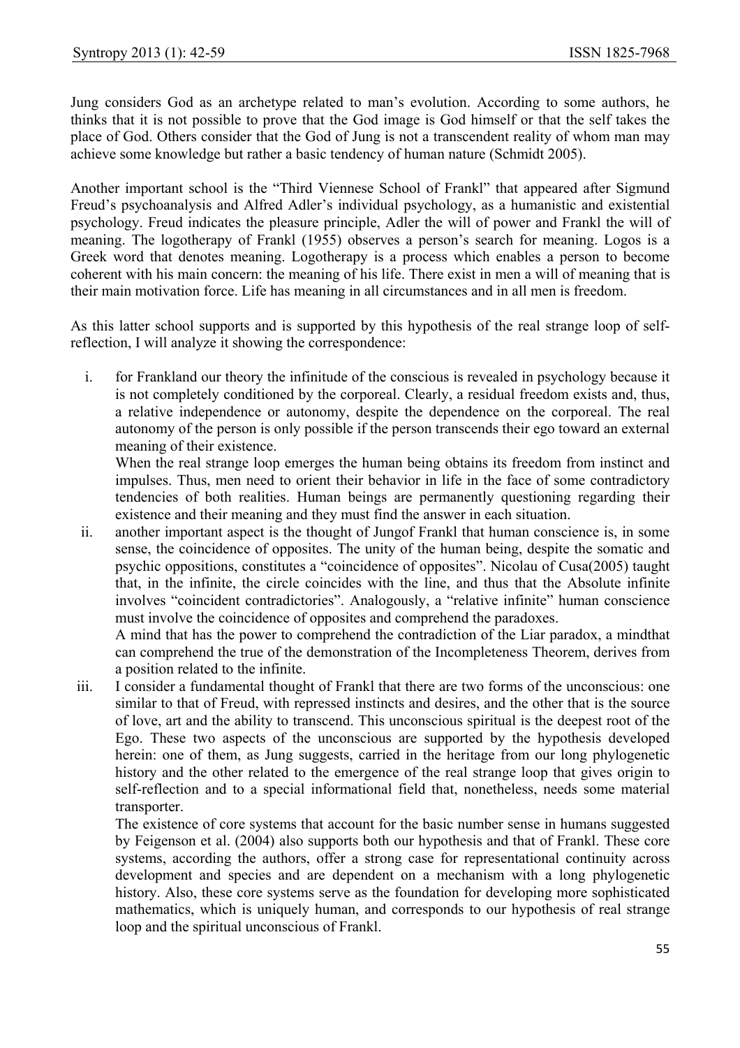Jung considers God as an archetype related to man's evolution. According to some authors, he thinks that it is not possible to prove that the God image is God himself or that the self takes the place of God. Others consider that the God of Jung is not a transcendent reality of whom man may achieve some knowledge but rather a basic tendency of human nature (Schmidt 2005).

Another important school is the "Third Viennese School of Frankl" that appeared after Sigmund Freud's psychoanalysis and Alfred Adler's individual psychology, as a humanistic and existential psychology. Freud indicates the pleasure principle, Adler the will of power and Frankl the will of meaning. The logotherapy of Frankl (1955) observes a person's search for meaning. Logos is a Greek word that denotes meaning. Logotherapy is a process which enables a person to become coherent with his main concern: the meaning of his life. There exist in men a will of meaning that is their main motivation force. Life has meaning in all circumstances and in all men is freedom.

As this latter school supports and is supported by this hypothesis of the real strange loop of self-reflection, I will analyze it showing the correspondence:

i. for Frankland our theory the infinitude of the conscious is revealed in psychology because it is not completely conditioned by the corporeal. Clearly, a residual freedom exists and, thus, a relative independence or autonomy, despite the dependence on the corporeal. The real autonomy of the person is only possible if the person transcends their ego toward an external meaning of their existence.
   When the real strange loop emerges the human being obtains its freedom from instinct and impulses. Thus, men need to orient their behavior in life in the face of some contradictory tendencies of both realities. Human beings are permanently questioning regarding their existence and their meaning and they must find the answer in each situation.
ii. another important aspect is the thought of Jungof Frankl that human conscience is, in some sense, the coincidence of opposites. The unity of the human being, despite the somatic and psychic oppositions, constitutes a "coincidence of opposites". Nicolau of Cusa(2005) taught that, in the infinite, the circle coincides with the line, and thus that the Absolute infinite involves "coincident contradictories". Analogously, a "relative infinite" human conscience must involve the coincidence of opposites and comprehend the paradoxes.
   A mind that has the power to comprehend the contradiction of the Liar paradox, a mindthat can comprehend the true of the demonstration of the Incompleteness Theorem, derives from a position related to the infinite.
iii. I consider a fundamental thought of Frankl that there are two forms of the unconscious: one similar to that of Freud, with repressed instincts and desires, and the other that is the source of love, art and the ability to transcend. This unconscious spiritual is the deepest root of the Ego. These two aspects of the unconscious are supported by the hypothesis developed herein: one of them, as Jung suggests, carried in the heritage from our long phylogenetic history and the other related to the emergence of the real strange loop that gives origin to self-reflection and to a special informational field that, nonetheless, needs some material transporter.
   The existence of core systems that account for the basic number sense in humans suggested by Feigenson et al. (2004) also supports both our hypothesis and that of Frankl. These core systems, according the authors, offer a strong case for representational continuity across development and species and are dependent on a mechanism with a long phylogenetic history. Also, these core systems serve as the foundation for developing more sophisticated mathematics, which is uniquely human, and corresponds to our hypothesis of real strange loop and the spiritual unconscious of Frankl.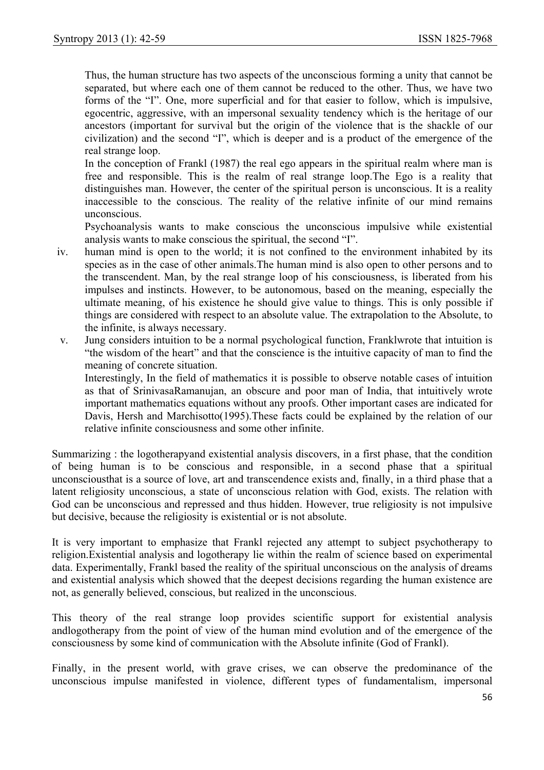Thus, the human structure has two aspects of the unconscious forming a unity that cannot be separated, but where each one of them cannot be reduced to the other. Thus, we have two forms of the "I". One, more superficial and for that easier to follow, which is impulsive, egocentric, aggressive, with an impersonal sexuality tendency which is the heritage of our ancestors (important for survival but the origin of the violence that is the shackle of our civilization) and the second "I", which is deeper and is a product of the emergence of the real strange loop.

In the conception of Frankl (1987) the real ego appears in the spiritual realm where man is free and responsible. This is the realm of real strange loop.The Ego is a reality that distinguishes man. However, the center of the spiritual person is unconscious. It is a reality inaccessible to the conscious. The reality of the relative infinite of our mind remains unconscious.

Psychoanalysis wants to make conscious the unconscious impulsive while existential analysis wants to make conscious the spiritual, the second "I".

iv. human mind is open to the world; it is not confined to the environment inhabited by its species as in the case of other animals.The human mind is also open to other persons and to the transcendent. Man, by the real strange loop of his consciousness, is liberated from his impulses and instincts. However, to be autonomous, based on the meaning, especially the ultimate meaning, of his existence he should give value to things. This is only possible if things are considered with respect to an absolute value. The extrapolation to the Absolute, to the infinite, is always necessary.

v. Jung considers intuition to be a normal psychological function, Franklwrote that intuition is "the wisdom of the heart" and that the conscience is the intuitive capacity of man to find the meaning of concrete situation.

Interestingly, In the field of mathematics it is possible to observe notable cases of intuition as that of SrinivasaRamanujan, an obscure and poor man of India, that intuitively wrote important mathematics equations without any proofs. Other important cases are indicated for Davis, Hersh and Marchisotto(1995).These facts could be explained by the relation of our relative infinite consciousness and some other infinite.

Summarizing : the logotherapyand existential analysis discovers, in a first phase, that the condition of being human is to be conscious and responsible, in a second phase that a spiritual unconsciousthat is a source of love, art and transcendence exists and, finally, in a third phase that a latent religiosity unconscious, a state of unconscious relation with God, exists. The relation with God can be unconscious and repressed and thus hidden. However, true religiosity is not impulsive but decisive, because the religiosity is existential or is not absolute.

It is very important to emphasize that Frankl rejected any attempt to subject psychotherapy to religion.Existential analysis and logotherapy lie within the realm of science based on experimental data. Experimentally, Frankl based the reality of the spiritual unconscious on the analysis of dreams and existential analysis which showed that the deepest decisions regarding the human existence are not, as generally believed, conscious, but realized in the unconscious.

This theory of the real strange loop provides scientific support for existential analysis andlogotherapy from the point of view of the human mind evolution and of the emergence of the consciousness by some kind of communication with the Absolute infinite (God of Frankl).

Finally, in the present world, with grave crises, we can observe the predominance of the unconscious impulse manifested in violence, different types of fundamentalism, impersonal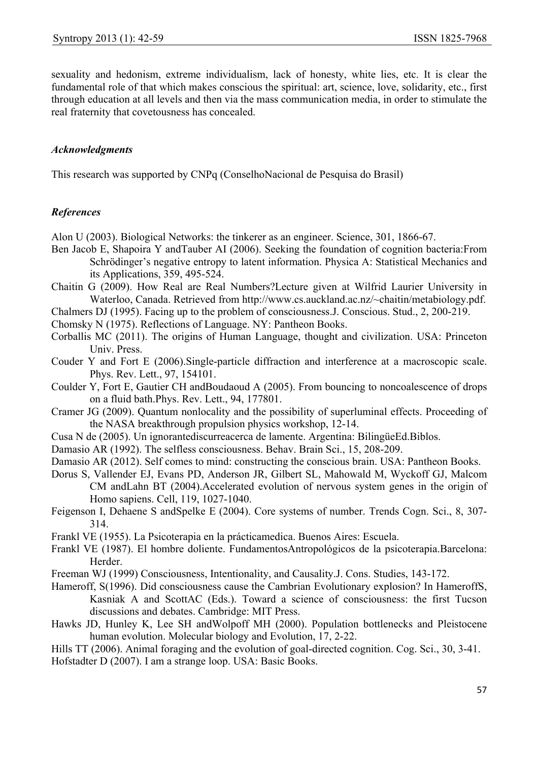sexuality and hedonism, extreme individualism, lack of honesty, white lies, etc. It is clear the fundamental role of that which makes conscious the spiritual: art, science, love, solidarity, etc., first through education at all levels and then via the mass communication media, in order to stimulate the real fraternity that covetousness has concealed.

### *Acknowledgments*

This research was supported by CNPq (ConselhoNacional de Pesquisa do Brasil)

### *References*

Alon U (2003). Biological Networks: the tinkerer as an engineer. Science, 301, 1866-67.

Ben Jacob E, Shapoira Y andTauber AI (2006). Seeking the foundation of cognition bacteria:From Schrödinger's negative entropy to latent information. Physica A: Statistical Mechanics and its Applications, 359, 495-524.

Chaitin G (2009). How Real are Real Numbers?Lecture given at Wilfrid Laurier University in Waterloo, Canada. Retrieved from http://www.cs.auckland.ac.nz/~chaitin/metabiology.pdf.

Chalmers DJ (1995). Facing up to the problem of consciousness.J. Conscious. Stud., 2, 200-219.

Chomsky N (1975). Reflections of Language. NY: Pantheon Books.

Corballis MC (2011). The origins of Human Language, thought and civilization. USA: Princeton Univ. Press.

Couder Y and Fort E (2006).Single-particle diffraction and interference at a macroscopic scale. Phys. Rev. Lett., 97, 154101.

Coulder Y, Fort E, Gautier CH andBoudaoud A (2005). From bouncing to noncoalescence of drops on a fluid bath.Phys. Rev. Lett., 94, 177801.

Cramer JG (2009). Quantum nonlocality and the possibility of superluminal effects. Proceeding of the NASA breakthrough propulsion physics workshop, 12-14.

Cusa N de (2005). Un ignorantediscurreacerca de lamente. Argentina: BilingüeEd.Biblos.

Damasio AR (1992). The selfless consciousness. Behav. Brain Sci., 15, 208-209.

Damasio AR (2012). Self comes to mind: constructing the conscious brain. USA: Pantheon Books.

Dorus S, Vallender EJ, Evans PD, Anderson JR, Gilbert SL, Mahowald M, Wyckoff GJ, Malcom CM andLahn BT (2004).Accelerated evolution of nervous system genes in the origin of Homo sapiens. Cell, 119, 1027-1040.

Feigenson I, Dehaene S andSpelke E (2004). Core systems of number. Trends Cogn. Sci., 8, 307-314.

Frankl VE (1955). La Psicoterapia en la prácticamedica. Buenos Aires: Escuela.

Frankl VE (1987). El hombre doliente. FundamentosAntropológicos de la psicoterapia.Barcelona: Herder.

Freeman WJ (1999) Consciousness, Intentionality, and Causality.J. Cons. Studies, 143-172.

Hameroff, S(1996). Did consciousness cause the Cambrian Evolutionary explosion? In HameroffS, Kasniak A and ScottAC (Eds.). Toward a science of consciousness: the first Tucson discussions and debates. Cambridge: MIT Press.

Hawks JD, Hunley K, Lee SH andWolpoff MH (2000). Population bottlenecks and Pleistocene human evolution. Molecular biology and Evolution, 17, 2-22.

Hills TT (2006). Animal foraging and the evolution of goal-directed cognition. Cog. Sci., 30, 3-41.

Hofstadter D (2007). I am a strange loop. USA: Basic Books.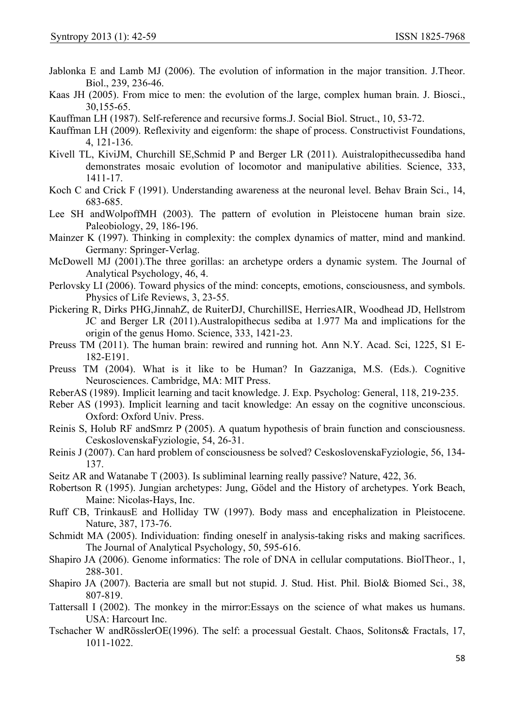Jablonka E and Lamb MJ (2006). The evolution of information in the major transition. J.Theor. Biol., 239, 236-46.

Kaas JH (2005). From mice to men: the evolution of the large, complex human brain. J. Biosci., 30,155-65.

Kauffman LH (1987). Self-reference and recursive forms.J. Social Biol. Struct., 10, 53-72.

Kauffman LH (2009). Reflexivity and eigenform: the shape of process. Constructivist Foundations, 4, 121-136.

Kivell TL, KiviJM, Churchill SE,Schmid P and Berger LR (2011). Auistralopithecussediba hand demonstrates mosaic evolution of locomotor and manipulative abilities. Science, 333, 1411-17.

Koch C and Crick F (1991). Understanding awareness at the neuronal level. Behav Brain Sci., 14, 683-685.

Lee SH andWolpoffMH (2003). The pattern of evolution in Pleistocene human brain size. Paleobiology, 29, 186-196.

Mainzer K (1997). Thinking in complexity: the complex dynamics of matter, mind and mankind. Germany: Springer-Verlag.

McDowell MJ (2001).The three gorillas: an archetype orders a dynamic system. The Journal of Analytical Psychology, 46, 4.

Perlovsky LI (2006). Toward physics of the mind: concepts, emotions, consciousness, and symbols. Physics of Life Reviews, 3, 23-55.

Pickering R, Dirks PHG,JinnahZ, de RuiterDJ, ChurchillSE, HerriesAIR, Woodhead JD, Hellstrom JC and Berger LR (2011).Australopithecus sediba at 1.977 Ma and implications for the origin of the genus Homo. Science, 333, 1421-23.

Preuss TM (2011). The human brain: rewired and running hot. Ann N.Y. Acad. Sci, 1225, S1 E-182-E191.

Preuss TM (2004). What is it like to be Human? In Gazzaniga, M.S. (Eds.). Cognitive Neurosciences. Cambridge, MA: MIT Press.

ReberAS (1989). Implicit learning and tacit knowledge. J. Exp. Psycholog: General, 118, 219-235.

Reber AS (1993). Implicit learning and tacit knowledge: An essay on the cognitive unconscious. Oxford: Oxford Univ. Press.

Reinis S, Holub RF andSmrz P (2005). A quatum hypothesis of brain function and consciousness. CeskoslovenskaFyziologie, 54, 26-31.

Reinis J (2007). Can hard problem of consciousness be solved? CeskoslovenskaFyziologie, 56, 134-137.

Seitz AR and Watanabe T (2003). Is subliminal learning really passive? Nature, 422, 36.

Robertson R (1995). Jungian archetypes: Jung, Gödel and the History of archetypes. York Beach, Maine: Nicolas-Hays, Inc.

Ruff CB, TrinkausE and Holliday TW (1997). Body mass and encephalization in Pleistocene. Nature, 387, 173-76.

Schmidt MA (2005). Individuation: finding oneself in analysis-taking risks and making sacrifices. The Journal of Analytical Psychology, 50, 595-616.

Shapiro JA (2006). Genome informatics: The role of DNA in cellular computations. BiolTheor., 1, 288-301.

Shapiro JA (2007). Bacteria are small but not stupid. J. Stud. Hist. Phil. Biol& Biomed Sci., 38, 807-819.

Tattersall I (2002). The monkey in the mirror:Essays on the science of what makes us humans. USA: Harcourt Inc.

Tschacher W andRösslerOE(1996). The self: a processual Gestalt. Chaos, Solitons& Fractals, 17, 1011-1022.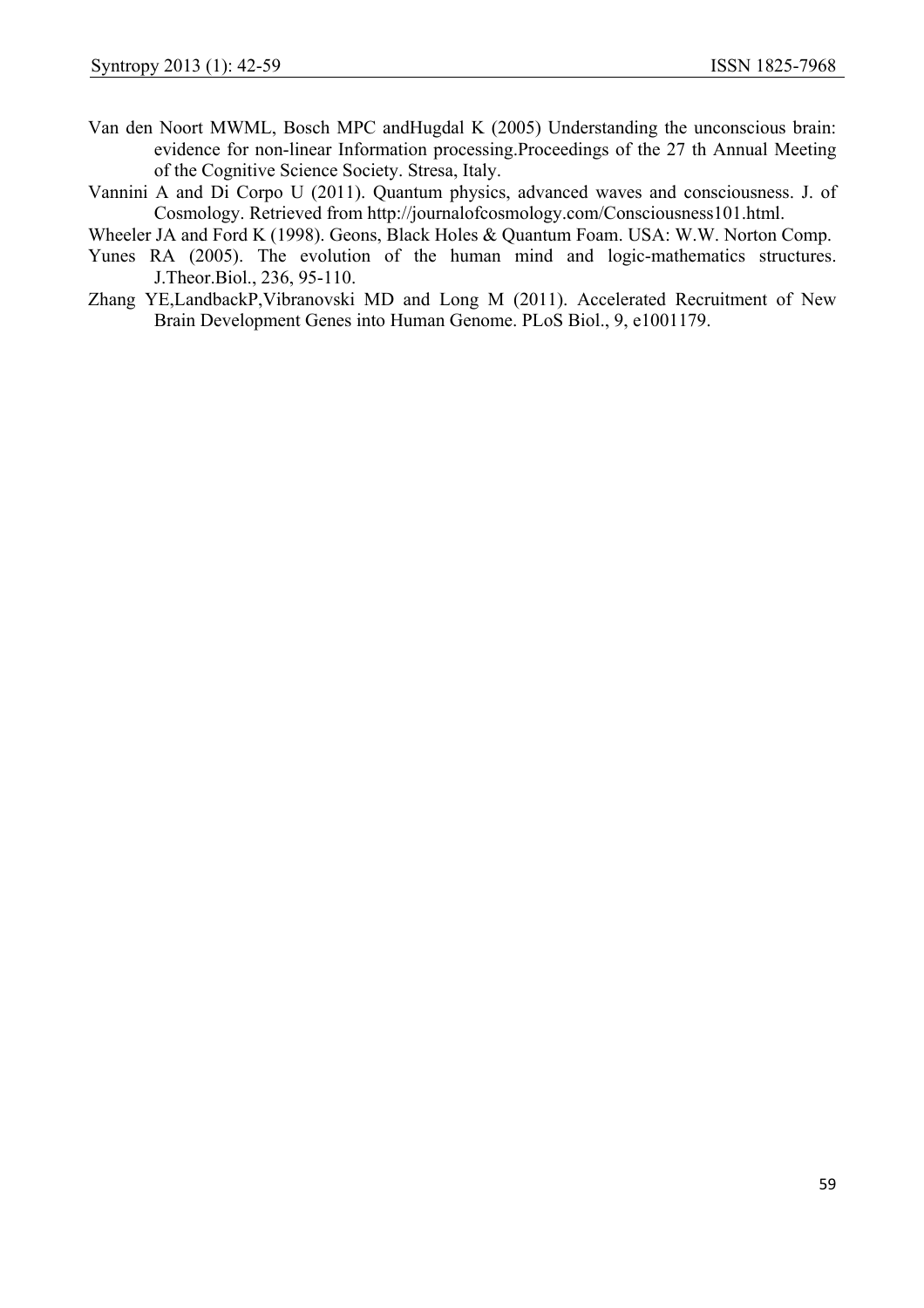Van den Noort MWML, Bosch MPC andHugdal K (2005) Understanding the unconscious brain: evidence for non-linear Information processing.Proceedings of the 27 th Annual Meeting of the Cognitive Science Society. Stresa, Italy.

Vannini A and Di Corpo U (2011). Quantum physics, advanced waves and consciousness. J. of Cosmology. Retrieved from http://journalofcosmology.com/Consciousness101.html.

Wheeler JA and Ford K (1998). Geons, Black Holes & Quantum Foam. USA: W.W. Norton Comp.

Yunes RA (2005). The evolution of the human mind and logic-mathematics structures. J.Theor.Biol., 236, 95-110.

Zhang YE,LandbackP,Vibranovski MD and Long M (2011). Accelerated Recruitment of New Brain Development Genes into Human Genome. PLoS Biol., 9, e1001179.